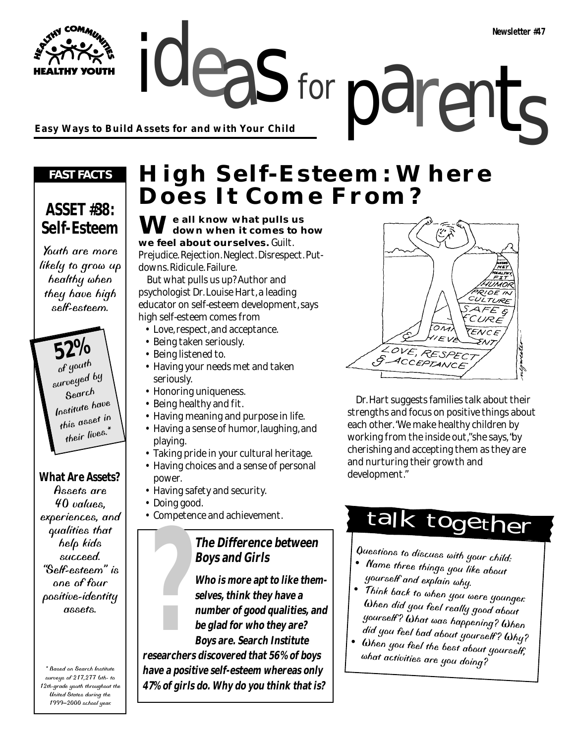Newsletter #47

# ideas for parents

**Easy Ways to Build Assets for and with Your Child**

**FAST FACTS**

## ASSET #38: Self-Esteem

Youth are more likely to grow up healthy when they have high self-esteem.

**52%** of youth surveyed by Search Institute have this asset in their lives.*

**What Are Assets?**

Assets are 40 values, experiences, and qualities that help kids succeed. "Self-esteem" is one of four positive-identity assets.

\* Based on Search Institute surveys of 217,277 6th- to 12th-grade youth throughout the United States during the 1999–2000 school year.

# High Self-Esteem: Where Does It Come From?

**We all know what pulls us down when it comes to how we feel about ourselves.** Guilt. Prejudice. Rejection. Neglect. Disrespect. Put-downs. Ridicule. Failure.

But what pulls us up? Author and psychologist Dr. Louise Hart, a leading educator on self-esteem development, says high self-esteem comes from

- Love, respect, and acceptance.
- Being taken seriously.
- Being listened to.
- Having your needs met and taken seriously.
- Honoring uniqueness.
- Being healthy and fit.
- Having meaning and purpose in life.
- Having a sense of humor, laughing, and playing.
- Taking pride in your cultural heritage.
- Having choices and a sense of personal power.
- Having safety and security.
- Doing good.
- Competence and achievement.

### The Difference between Boys and Girls

**Who is more apt to like themselves, think they have a number of good qualities, and be glad for who they are? Boys are. Search Institute researchers discovered that 56% of boys have a positive self-esteem whereas only 47% of girls do. Why do you think that is?**

Dr. Hart suggests families talk about their strengths and focus on positive things about each other. "We make healthy children by working from the inside out," she says, "by cherishing and accepting them as they are and nurturing their growth and development."

## talk together

Questions to discuss with your child:

- Name three things you like about yourself and explain why.
- Think back to when you were younger. When did you feel really good about yourself? What was happening? When did you feel bad about yourself? Why?
- When you feel the best about yourself, what activities are you doing?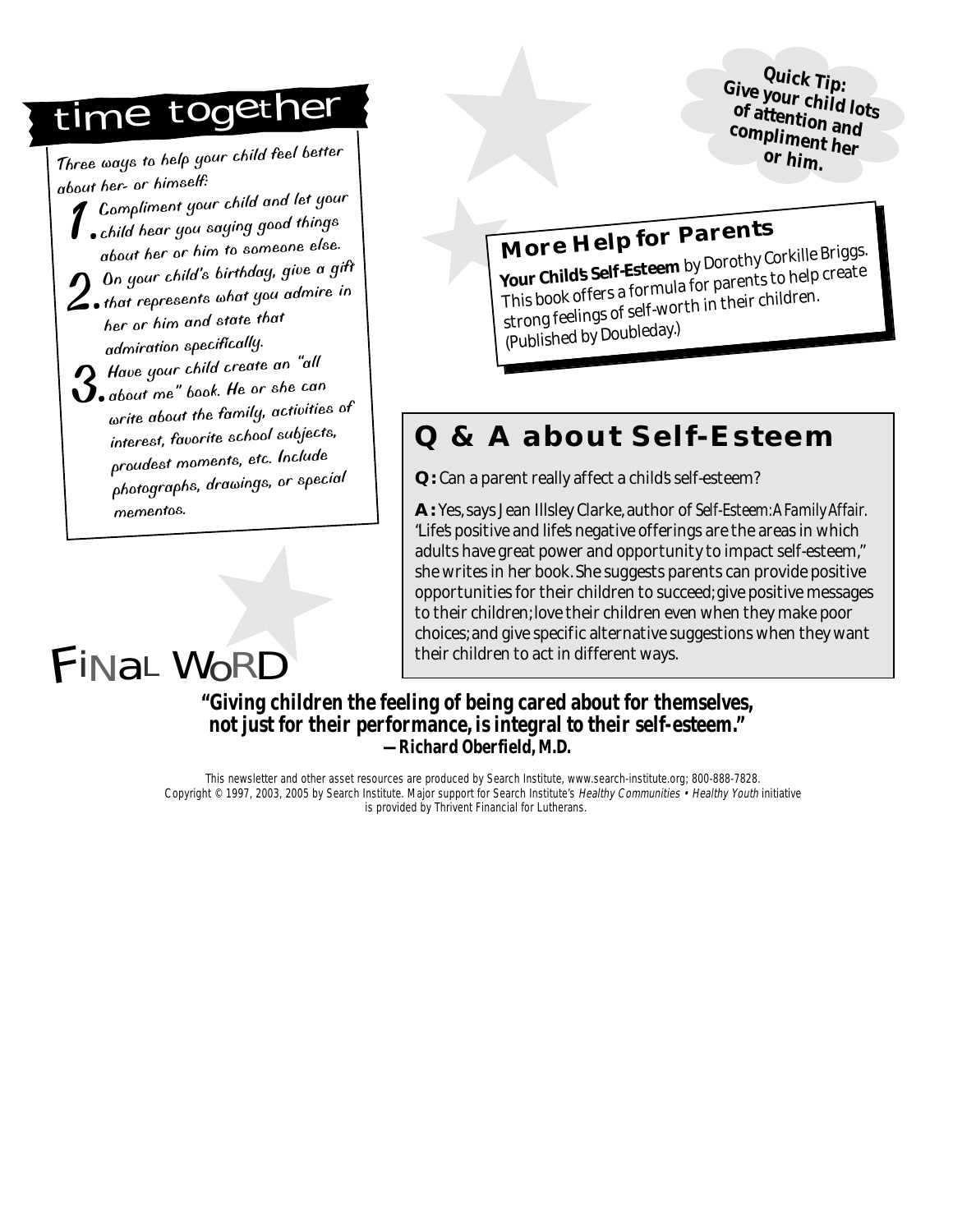## time together

Three ways to help your child feel better about her- or himself:

1. Compliment your child and let your child hear you saying good things about her or him to someone else.
2. On your child's birthday, give a gift that represents what you admire in her or him and state that admiration specifically.
3. Have your child create an "all about me" book. He or she can write about the family, activities of interest, favorite school subjects, proudest moments, etc. Include photographs, drawings, or special mementos.

**Quick Tip: Give your child lots of attention and compliment her or him.**

## More Help for Parents

**Your Child's Self-Esteem** by Dorothy Corkille Briggs. This book offers a formula for parents to help create strong feelings of self-worth in their children. (Published by Doubleday.)

## Q & A about Self-Esteem

**Q:** Can a parent really affect a child's self-esteem?

**A:** Yes, says Jean Illsley Clarke, author of *Self-Esteem: A Family Affair.* "Life's positive and life's negative offerings are the areas in which adults have great power and opportunity to impact self-esteem," she writes in her book. She suggests parents can provide positive opportunities for their children to succeed; give positive messages to their children; love their children even when they make poor choices; and give specific alternative suggestions when they want their children to act in different ways.

## Final Word

**"Giving children the feeling of being cared about for themselves, not just for their performance, is integral to their self-esteem."**
**—Richard Oberfield, M.D.**

This newsletter and other asset resources are produced by Search Institute, www.search-institute.org; 800-888-7828. Copyright © 1997, 2003, 2005 by Search Institute. Major support for Search Institute's *Healthy Communities • Healthy Youth* initiative is provided by Thrivent Financial for Lutherans.